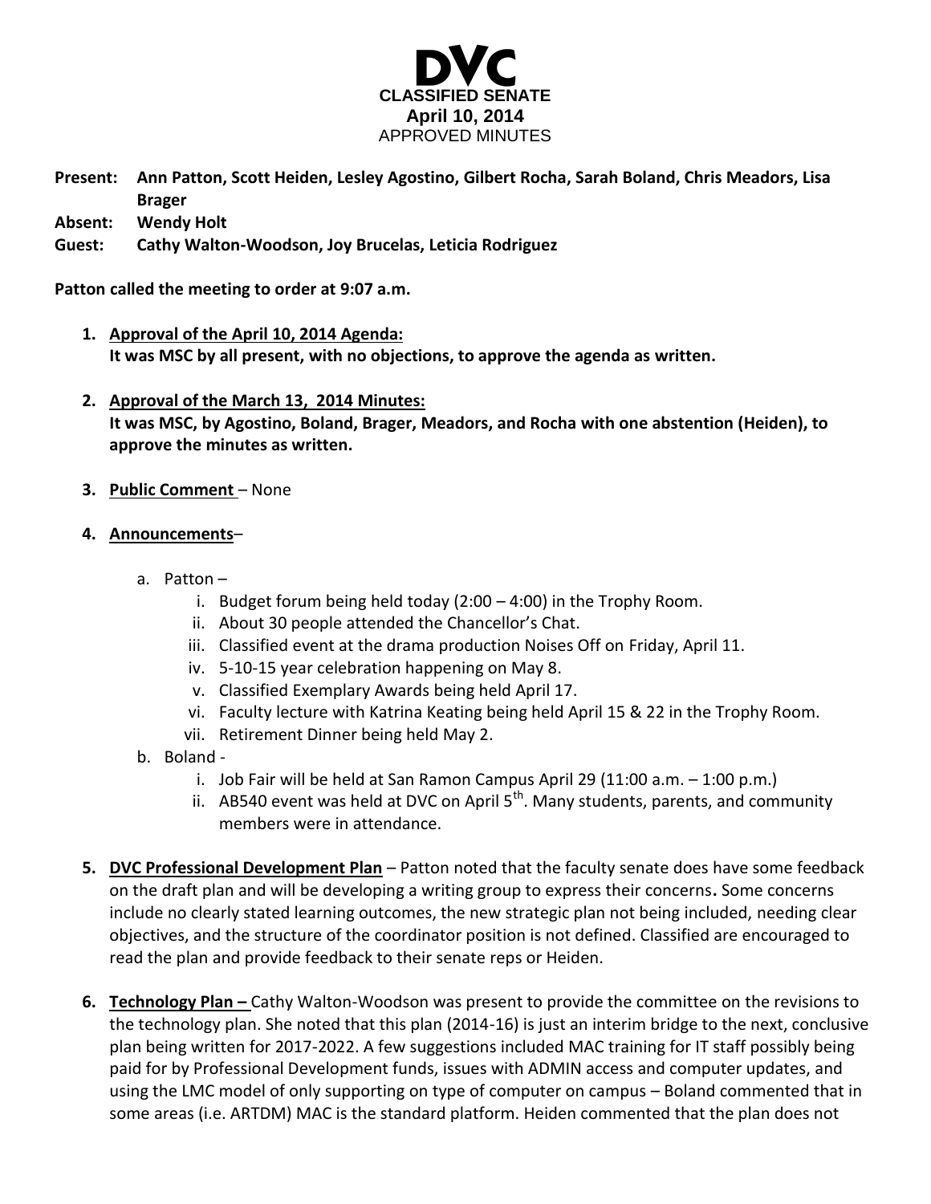# DVC

**CLASSIFIED SENATE**
**April 10, 2014**
APPROVED MINUTES

**Present: Ann Patton, Scott Heiden, Lesley Agostino, Gilbert Rocha, Sarah Boland, Chris Meadors, Lisa Brager**
**Absent: Wendy Holt**
**Guest: Cathy Walton-Woodson, Joy Brucelas, Leticia Rodriguez**

**Patton called the meeting to order at 9:07 a.m.**

1. **Approval of the April 10, 2014 Agenda:**
   **It was MSC by all present, with no objections, to approve the agenda as written.**

2. **Approval of the March 13, 2014 Minutes:**
   **It was MSC, by Agostino, Boland, Brager, Meadors, and Rocha with one abstention (Heiden), to approve the minutes as written.**

3. **Public Comment** – None

4. **Announcements**–

   a. Patton –
      i. Budget forum being held today (2:00 – 4:00) in the Trophy Room.
      ii. About 30 people attended the Chancellor's Chat.
      iii. Classified event at the drama production Noises Off on Friday, April 11.
      iv. 5-10-15 year celebration happening on May 8.
      v. Classified Exemplary Awards being held April 17.
      vi. Faculty lecture with Katrina Keating being held April 15 & 22 in the Trophy Room.
      vii. Retirement Dinner being held May 2.

   b. Boland -
      i. Job Fair will be held at San Ramon Campus April 29 (11:00 a.m. – 1:00 p.m.)
      ii. AB540 event was held at DVC on April 5th. Many students, parents, and community members were in attendance.

5. **DVC Professional Development Plan** – Patton noted that the faculty senate does have some feedback on the draft plan and will be developing a writing group to express their concerns**.** Some concerns include no clearly stated learning outcomes, the new strategic plan not being included, needing clear objectives, and the structure of the coordinator position is not defined. Classified are encouraged to read the plan and provide feedback to their senate reps or Heiden.

6. **Technology Plan –** Cathy Walton-Woodson was present to provide the committee on the revisions to the technology plan. She noted that this plan (2014-16) is just an interim bridge to the next, conclusive plan being written for 2017-2022. A few suggestions included MAC training for IT staff possibly being paid for by Professional Development funds, issues with ADMIN access and computer updates, and using the LMC model of only supporting on type of computer on campus – Boland commented that in some areas (i.e. ARTDM) MAC is the standard platform. Heiden commented that the plan does not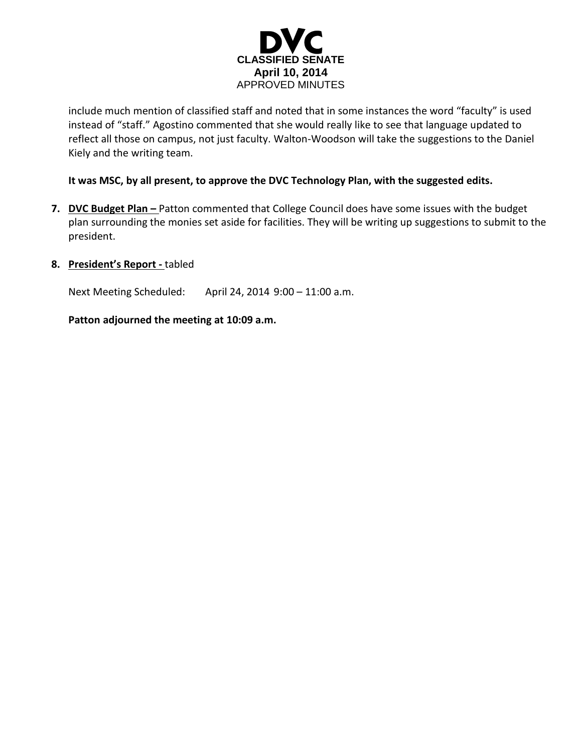include much mention of classified staff and noted that in some instances the word "faculty" is used instead of "staff." Agostino commented that she would really like to see that language updated to reflect all those on campus, not just faculty. Walton-Woodson will take the suggestions to the Daniel Kiely and the writing team.

**It was MSC, by all present, to approve the DVC Technology Plan, with the suggested edits.**

7. **DVC Budget Plan –** Patton commented that College Council does have some issues with the budget plan surrounding the monies set aside for facilities. They will be writing up suggestions to submit to the president.

8. **President's Report -** tabled

Next Meeting Scheduled: April 24, 2014 9:00 – 11:00 a.m.

**Patton adjourned the meeting at 10:09 a.m.**